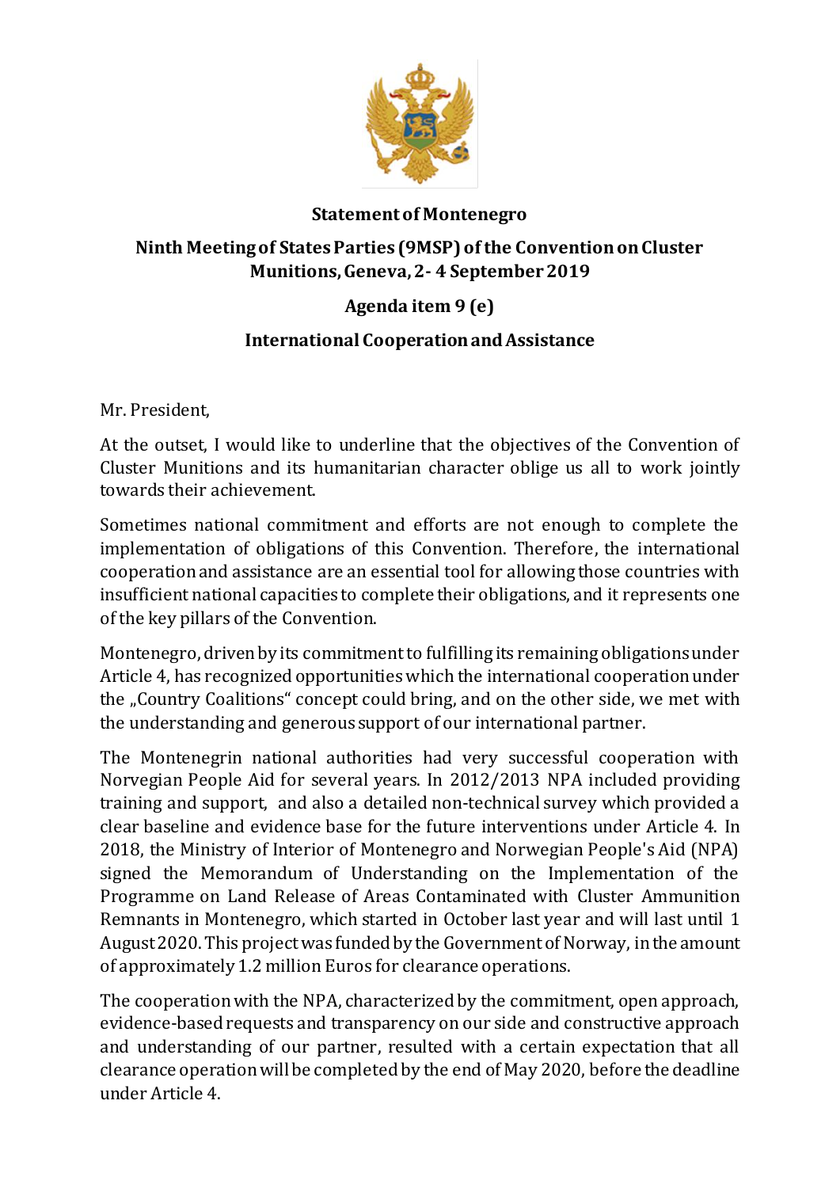**Statement of Montenegro**

**Ninth Meeting of States Parties (9MSP) of the Convention on Cluster Munitions, Geneva, 2- 4 September 2019**

**Agenda item 9 (e)**

**International Cooperation and Assistance**

Mr. President,

At the outset, I would like to underline that the objectives of the Convention of Cluster Munitions and its humanitarian character oblige us all to work jointly towards their achievement.

Sometimes national commitment and efforts are not enough to complete the implementation of obligations of this Convention. Therefore, the international cooperation and assistance are an essential tool for allowing those countries with insufficient national capacities to complete their obligations, and it represents one of the key pillars of the Convention.

Montenegro, driven by its commitment to fulfilling its remaining obligations under Article 4, has recognized opportunities which the international cooperation under the „Country Coalitions" concept could bring, and on the other side, we met with the understanding and generous support of our international partner.

The Montenegrin national authorities had very successful cooperation with Norvegian People Aid for several years. In 2012/2013 NPA included providing training and support, and also a detailed non-technical survey which provided a clear baseline and evidence base for the future interventions under Article 4. In 2018, the Ministry of Interior of Montenegro and Norwegian People's Aid (NPA) signed the Memorandum of Understanding on the Implementation of the Programme on Land Release of Areas Contaminated with Cluster Ammunition Remnants in Montenegro, which started in October last year and will last until 1 August 2020. This project was funded by the Government of Norway, in the amount of approximately 1.2 million Euros for clearance operations.

The cooperation with the NPA, characterized by the commitment, open approach, evidence-based requests and transparency on our side and constructive approach and understanding of our partner, resulted with a certain expectation that all clearance operation will be completed by the end of May 2020, before the deadline under Article 4.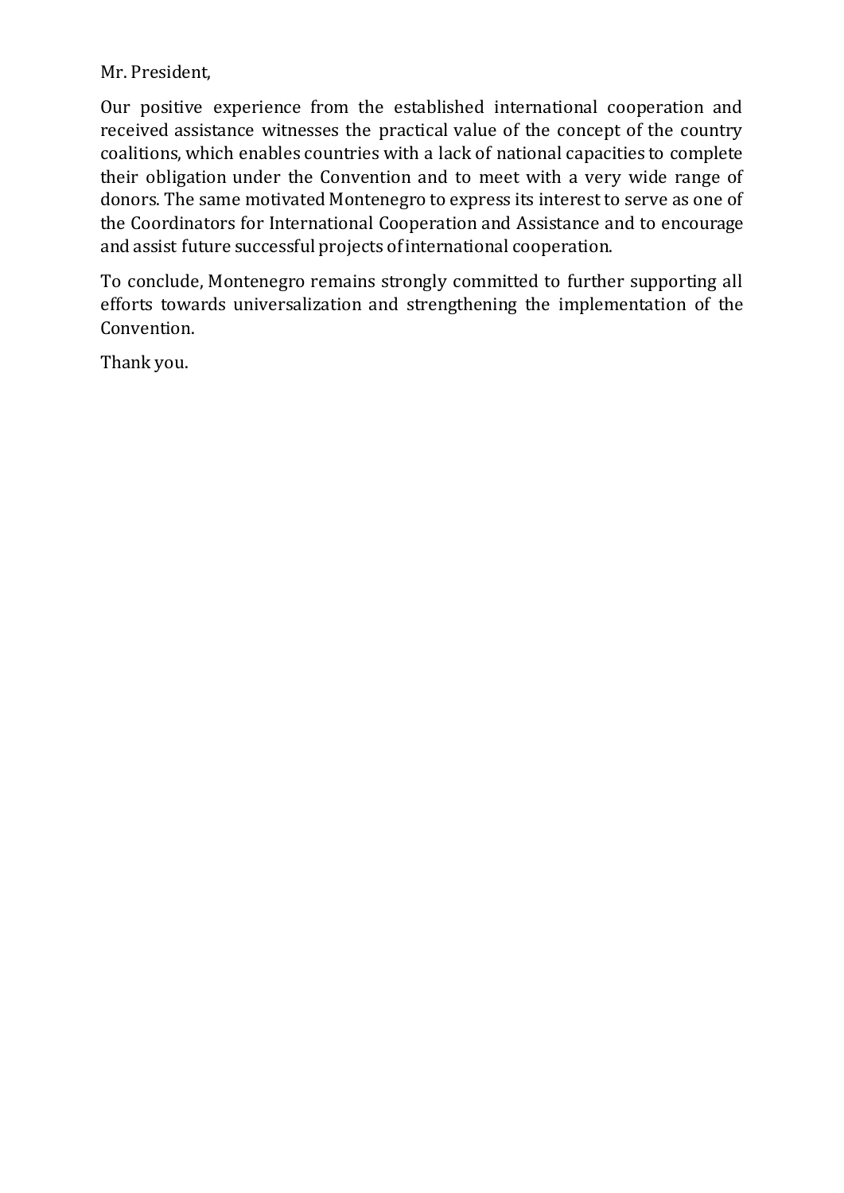Mr. President,

Our positive experience from the established international cooperation and received assistance witnesses the practical value of the concept of the country coalitions, which enables countries with a lack of national capacities to complete their obligation under the Convention and to meet with a very wide range of donors. The same motivated Montenegro to express its interest to serve as one of the Coordinators for International Cooperation and Assistance and to encourage and assist future successful projects of international cooperation.

To conclude, Montenegro remains strongly committed to further supporting all efforts towards universalization and strengthening the implementation of the Convention.

Thank you.